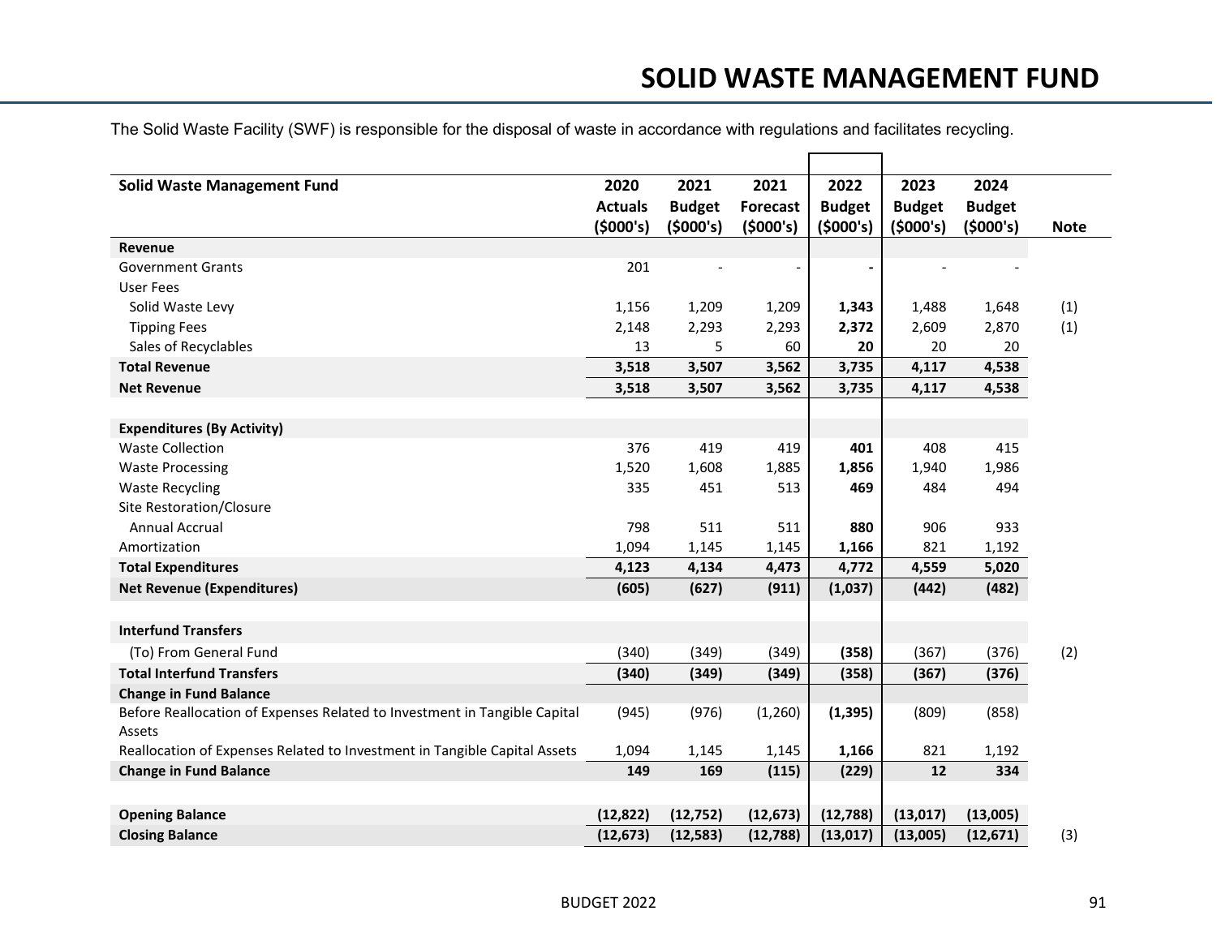# SOLID WASTE MANAGEMENT FUND

The Solid Waste Facility (SWF) is responsible for the disposal of waste in accordance with regulations and facilitates recycling.

| Solid Waste Management Fund | 2020 Actuals ($000's) | 2021 Budget ($000's) | 2021 Forecast ($000's) | 2022 Budget ($000's) | 2023 Budget ($000's) | 2024 Budget ($000's) | Note |
|---|---|---|---|---|---|---|---|
| **Revenue** | | | | | | | |
| Government Grants | 201 | - | - | **-** | - | - | |
| User Fees | | | | | | | |
| Solid Waste Levy | 1,156 | 1,209 | 1,209 | **1,343** | 1,488 | 1,648 | (1) |
| Tipping Fees | 2,148 | 2,293 | 2,293 | **2,372** | 2,609 | 2,870 | (1) |
| Sales of Recyclables | 13 | 5 | 60 | **20** | 20 | 20 | |
| **Total Revenue** | **3,518** | **3,507** | **3,562** | **3,735** | **4,117** | **4,538** | |
| **Net Revenue** | **3,518** | **3,507** | **3,562** | **3,735** | **4,117** | **4,538** | |
| | | | | | | | |
| **Expenditures (By Activity)** | | | | | | | |
| Waste Collection | 376 | 419 | 419 | **401** | 408 | 415 | |
| Waste Processing | 1,520 | 1,608 | 1,885 | **1,856** | 1,940 | 1,986 | |
| Waste Recycling | 335 | 451 | 513 | **469** | 484 | 494 | |
| Site Restoration/Closure | | | | | | | |
| Annual Accrual | 798 | 511 | 511 | **880** | 906 | 933 | |
| Amortization | 1,094 | 1,145 | 1,145 | **1,166** | 821 | 1,192 | |
| **Total Expenditures** | **4,123** | **4,134** | **4,473** | **4,772** | **4,559** | **5,020** | |
| **Net Revenue (Expenditures)** | **(605)** | **(627)** | **(911)** | **(1,037)** | **(442)** | **(482)** | |
| | | | | | | | |
| **Interfund Transfers** | | | | | | | |
| (To) From General Fund | (340) | (349) | (349) | **(358)** | (367) | (376) | (2) |
| **Total Interfund Transfers** | **(340)** | **(349)** | **(349)** | **(358)** | **(367)** | **(376)** | |
| **Change in Fund Balance** | | | | | | | |
| Before Reallocation of Expenses Related to Investment in Tangible Capital Assets | (945) | (976) | (1,260) | **(1,395)** | (809) | (858) | |
| Reallocation of Expenses Related to Investment in Tangible Capital Assets | 1,094 | 1,145 | 1,145 | **1,166** | 821 | 1,192 | |
| **Change in Fund Balance** | **149** | **169** | **(115)** | **(229)** | **12** | **334** | |
| | | | | | | | |
| **Opening Balance** | **(12,822)** | **(12,752)** | **(12,673)** | **(12,788)** | **(13,017)** | **(13,005)** | |
| **Closing Balance** | **(12,673)** | **(12,583)** | **(12,788)** | **(13,017)** | **(13,005)** | **(12,671)** | (3) |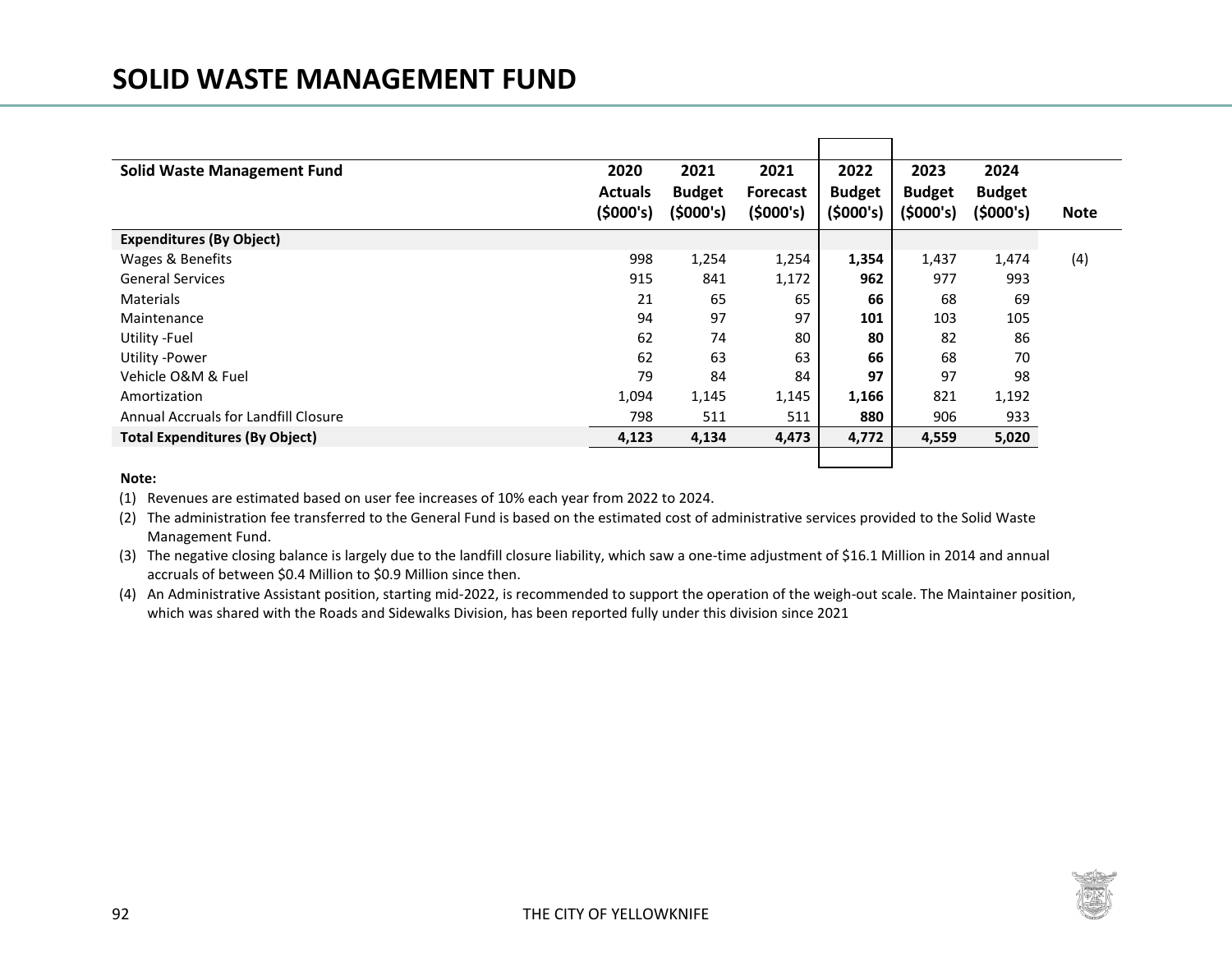# SOLID WASTE MANAGEMENT FUND

| Solid Waste Management Fund | 2020 Actuals ($000's) | 2021 Budget ($000's) | 2021 Forecast ($000's) | 2022 Budget ($000's) | 2023 Budget ($000's) | 2024 Budget ($000's) | Note |
|---|---|---|---|---|---|---|---|
| **Expenditures (By Object)** | | | | | | | |
| Wages & Benefits | 998 | 1,254 | 1,254 | **1,354** | 1,437 | 1,474 | (4) |
| General Services | 915 | 841 | 1,172 | **962** | 977 | 993 | |
| Materials | 21 | 65 | 65 | **66** | 68 | 69 | |
| Maintenance | 94 | 97 | 97 | **101** | 103 | 105 | |
| Utility -Fuel | 62 | 74 | 80 | **80** | 82 | 86 | |
| Utility -Power | 62 | 63 | 63 | **66** | 68 | 70 | |
| Vehicle O&M & Fuel | 79 | 84 | 84 | **97** | 97 | 98 | |
| Amortization | 1,094 | 1,145 | 1,145 | **1,166** | 821 | 1,192 | |
| Annual Accruals for Landfill Closure | 798 | 511 | 511 | **880** | 906 | 933 | |
| **Total Expenditures (By Object)** | **4,123** | **4,134** | **4,473** | **4,772** | **4,559** | **5,020** | |

**Note:**

(1) Revenues are estimated based on user fee increases of 10% each year from 2022 to 2024.

(2) The administration fee transferred to the General Fund is based on the estimated cost of administrative services provided to the Solid Waste Management Fund.

(3) The negative closing balance is largely due to the landfill closure liability, which saw a one-time adjustment of $16.1 Million in 2014 and annual accruals of between $0.4 Million to $0.9 Million since then.

(4) An Administrative Assistant position, starting mid-2022, is recommended to support the operation of the weigh-out scale. The Maintainer position, which was shared with the Roads and Sidewalks Division, has been reported fully under this division since 2021